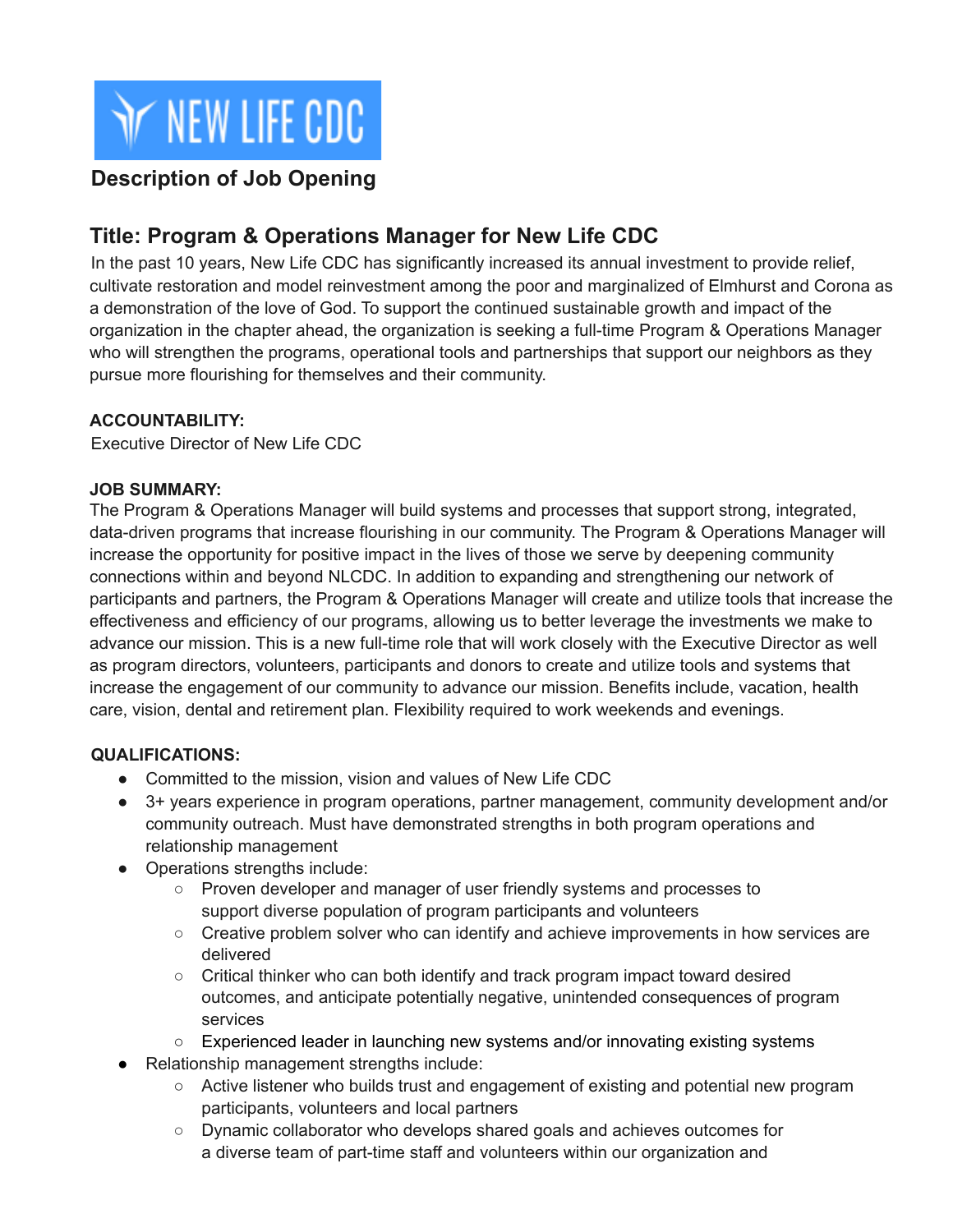NEW LIFE CDC

## Description of Job Opening

## Title: Program & Operations Manager for New Life CDC

In the past 10 years, New Life CDC has significantly increased its annual investment to provide relief, cultivate restoration and model reinvestment among the poor and marginalized of Elmhurst and Corona as a demonstration of the love of God. To support the continued sustainable growth and impact of the organization in the chapter ahead, the organization is seeking a full-time Program & Operations Manager who will strengthen the programs, operational tools and partnerships that support our neighbors as they pursue more flourishing for themselves and their community.

**ACCOUNTABILITY:**

Executive Director of New Life CDC

**JOB SUMMARY:**

The Program & Operations Manager will build systems and processes that support strong, integrated, data-driven programs that increase flourishing in our community. The Program & Operations Manager will increase the opportunity for positive impact in the lives of those we serve by deepening community connections within and beyond NLCDC. In addition to expanding and strengthening our network of participants and partners, the Program & Operations Manager will create and utilize tools that increase the effectiveness and efficiency of our programs, allowing us to better leverage the investments we make to advance our mission. This is a new full-time role that will work closely with the Executive Director as well as program directors, volunteers, participants and donors to create and utilize tools and systems that increase the engagement of our community to advance our mission. Benefits include, vacation, health care, vision, dental and retirement plan. Flexibility required to work weekends and evenings.

**QUALIFICATIONS:**

- Committed to the mission, vision and values of New Life CDC
- 3+ years experience in program operations, partner management, community development and/or community outreach. Must have demonstrated strengths in both program operations and relationship management
- Operations strengths include:
  - Proven developer and manager of user friendly systems and processes to support diverse population of program participants and volunteers
  - Creative problem solver who can identify and achieve improvements in how services are delivered
  - Critical thinker who can both identify and track program impact toward desired outcomes, and anticipate potentially negative, unintended consequences of program services
  - Experienced leader in launching new systems and/or innovating existing systems
- Relationship management strengths include:
  - Active listener who builds trust and engagement of existing and potential new program participants, volunteers and local partners
  - Dynamic collaborator who develops shared goals and achieves outcomes for a diverse team of part-time staff and volunteers within our organization and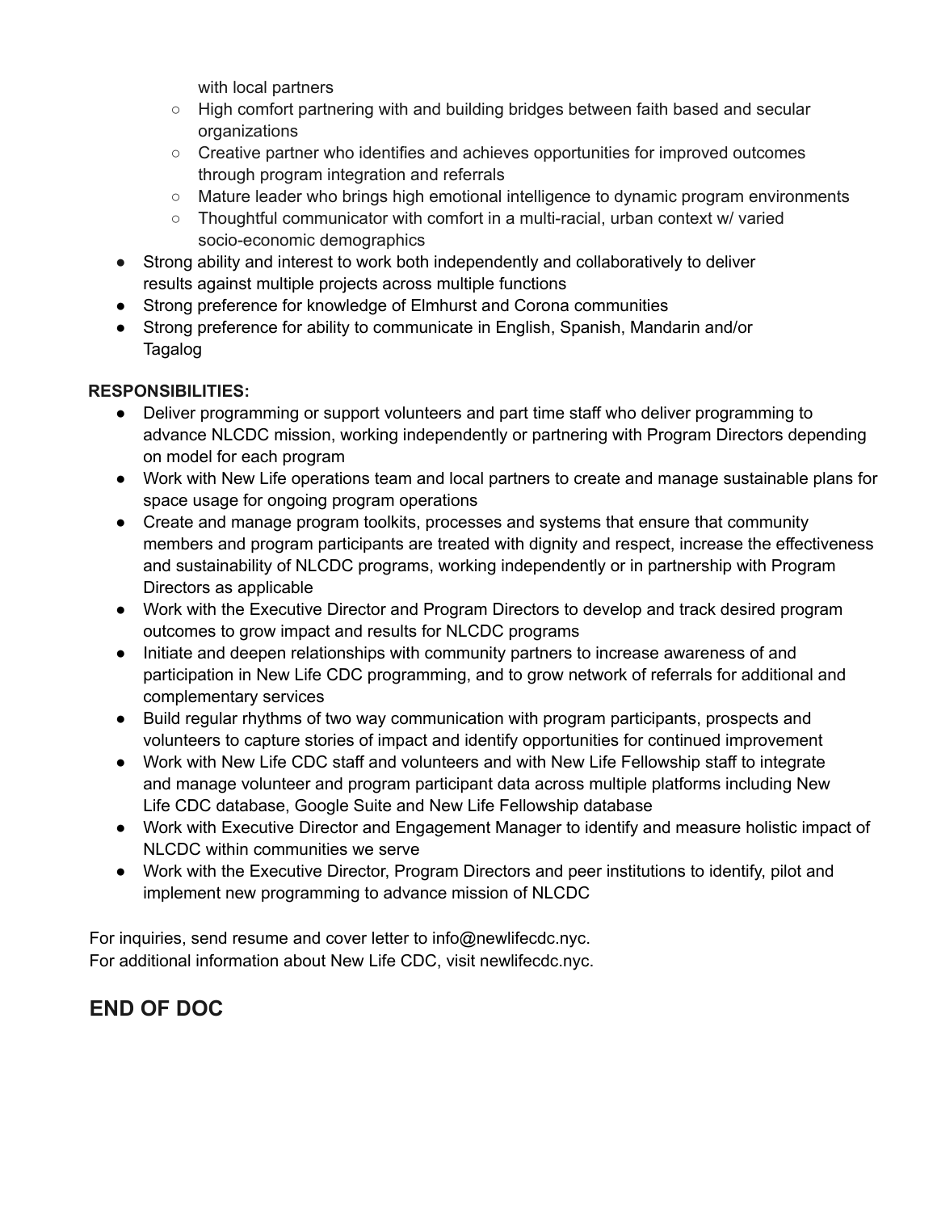- with local partners
    - High comfort partnering with and building bridges between faith based and secular organizations
    - Creative partner who identifies and achieves opportunities for improved outcomes through program integration and referrals
    - Mature leader who brings high emotional intelligence to dynamic program environments
    - Thoughtful communicator with comfort in a multi-racial, urban context w/ varied socio-economic demographics
- Strong ability and interest to work both independently and collaboratively to deliver results against multiple projects across multiple functions
- Strong preference for knowledge of Elmhurst and Corona communities
- Strong preference for ability to communicate in English, Spanish, Mandarin and/or Tagalog

**RESPONSIBILITIES:**

- Deliver programming or support volunteers and part time staff who deliver programming to advance NLCDC mission, working independently or partnering with Program Directors depending on model for each program
- Work with New Life operations team and local partners to create and manage sustainable plans for space usage for ongoing program operations
- Create and manage program toolkits, processes and systems that ensure that community members and program participants are treated with dignity and respect, increase the effectiveness and sustainability of NLCDC programs, working independently or in partnership with Program Directors as applicable
- Work with the Executive Director and Program Directors to develop and track desired program outcomes to grow impact and results for NLCDC programs
- Initiate and deepen relationships with community partners to increase awareness of and participation in New Life CDC programming, and to grow network of referrals for additional and complementary services
- Build regular rhythms of two way communication with program participants, prospects and volunteers to capture stories of impact and identify opportunities for continued improvement
- Work with New Life CDC staff and volunteers and with New Life Fellowship staff to integrate and manage volunteer and program participant data across multiple platforms including New Life CDC database, Google Suite and New Life Fellowship database
- Work with Executive Director and Engagement Manager to identify and measure holistic impact of NLCDC within communities we serve
- Work with the Executive Director, Program Directors and peer institutions to identify, pilot and implement new programming to advance mission of NLCDC

For inquiries, send resume and cover letter to info@newlifecdc.nyc.
For additional information about New Life CDC, visit newlifecdc.nyc.

## END OF DOC